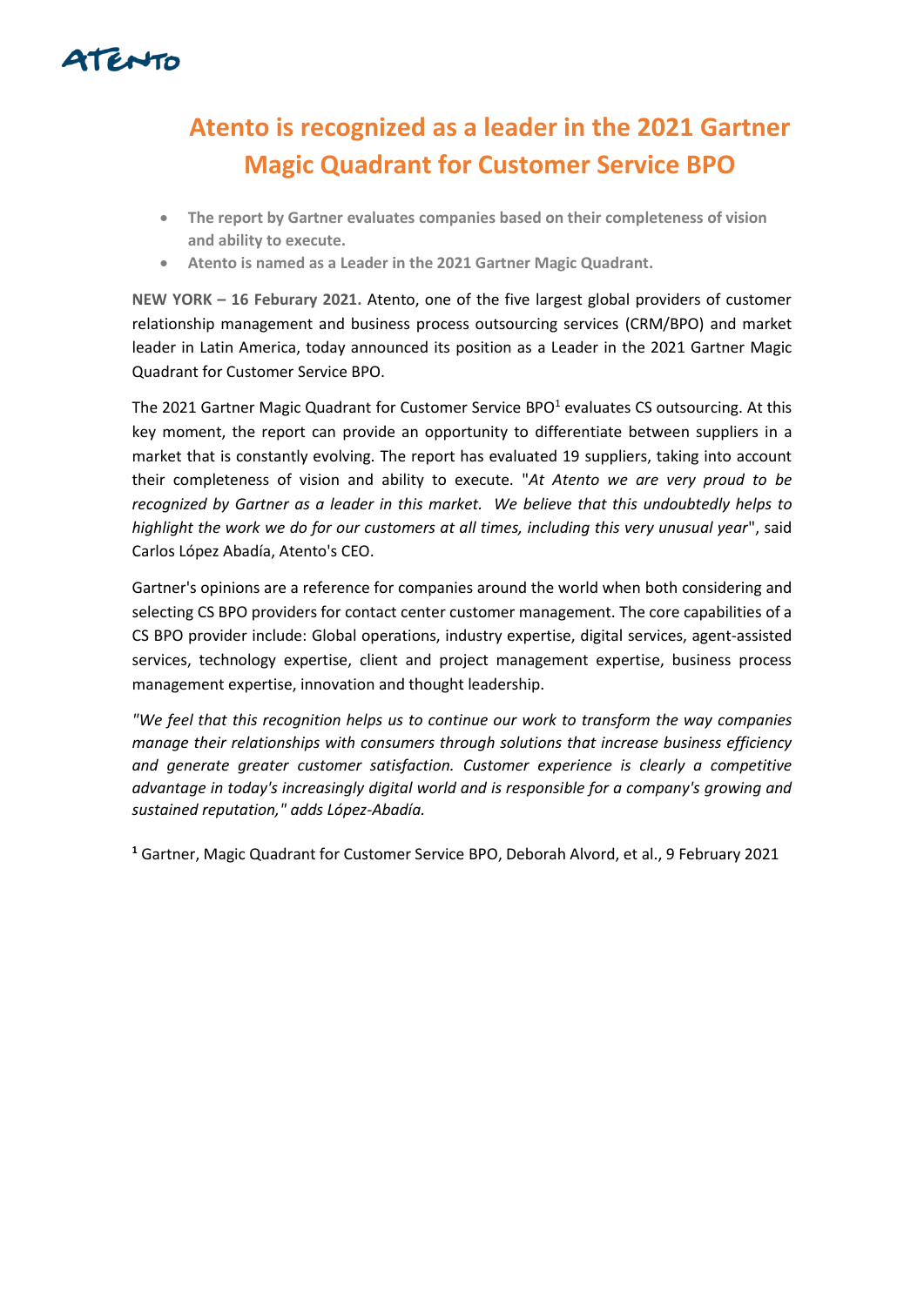# Atento is recognized as a leader in the 2021 Gartner Magic Quadrant for Customer Service BPO

- **The report by Gartner evaluates companies based on their completeness of vision and ability to execute.**
- **Atento is named as a Leader in the 2021 Gartner Magic Quadrant.**

**NEW YORK – 16 Feburary 2021.** Atento, one of the five largest global providers of customer relationship management and business process outsourcing services (CRM/BPO) and market leader in Latin America, today announced its position as a Leader in the 2021 Gartner Magic Quadrant for Customer Service BPO.

The 2021 Gartner Magic Quadrant for Customer Service BPO[1] evaluates CS outsourcing. At this key moment, the report can provide an opportunity to differentiate between suppliers in a market that is constantly evolving. The report has evaluated 19 suppliers, taking into account their completeness of vision and ability to execute. "*At Atento we are very proud to be recognized by Gartner as a leader in this market. We believe that this undoubtedly helps to highlight the work we do for our customers at all times, including this very unusual year*", said Carlos López Abadía, Atento's CEO.

Gartner's opinions are a reference for companies around the world when both considering and selecting CS BPO providers for contact center customer management. The core capabilities of a CS BPO provider include: Global operations, industry expertise, digital services, agent-assisted services, technology expertise, client and project management expertise, business process management expertise, innovation and thought leadership.

*"We feel that this recognition helps us to continue our work to transform the way companies manage their relationships with consumers through solutions that increase business efficiency and generate greater customer satisfaction. Customer experience is clearly a competitive advantage in today's increasingly digital world and is responsible for a company's growing and sustained reputation," adds López-Abadía.*

[1] Gartner, Magic Quadrant for Customer Service BPO, Deborah Alvord, et al., 9 February 2021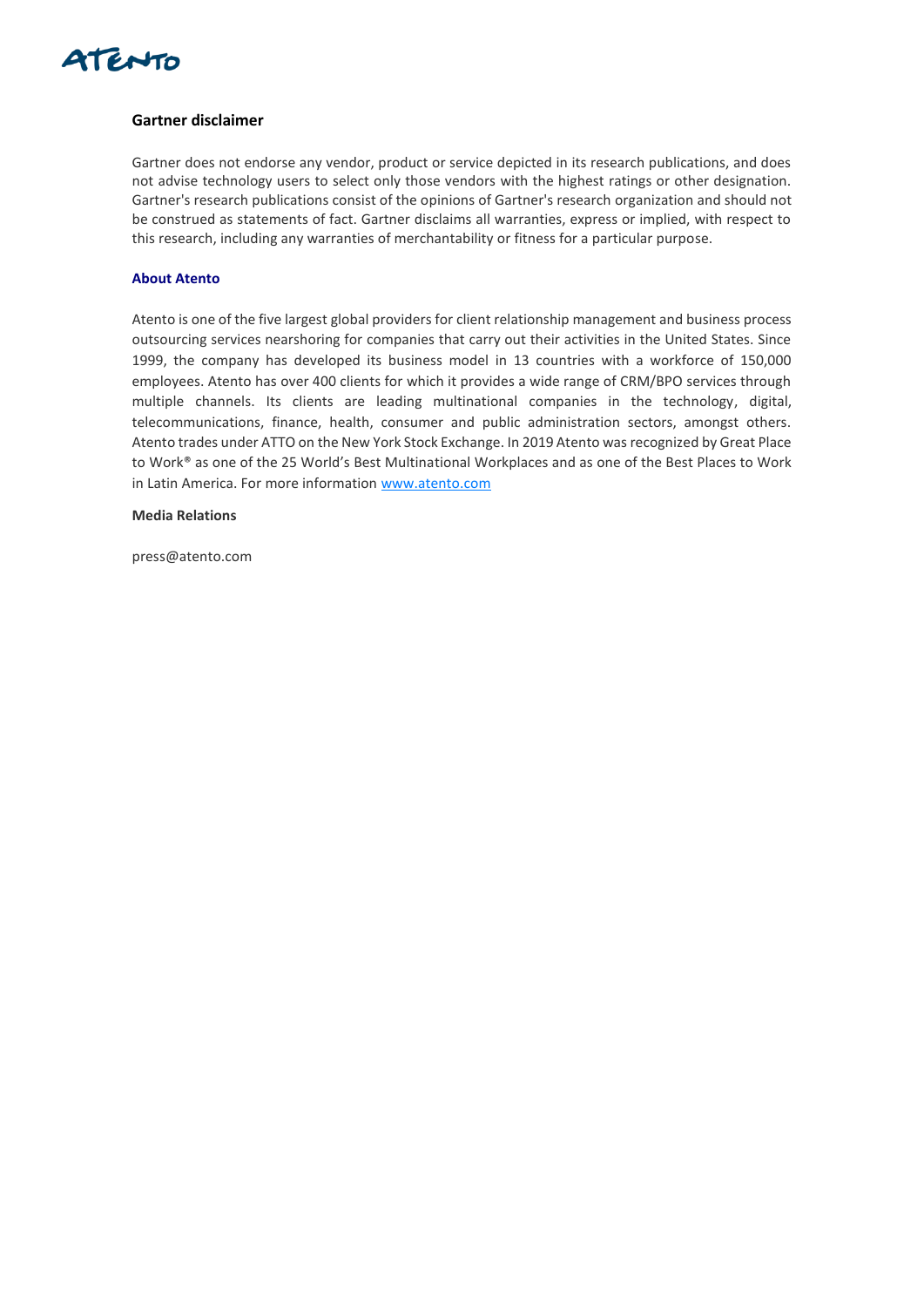**Gartner disclaimer**

Gartner does not endorse any vendor, product or service depicted in its research publications, and does not advise technology users to select only those vendors with the highest ratings or other designation. Gartner's research publications consist of the opinions of Gartner's research organization and should not be construed as statements of fact. Gartner disclaims all warranties, express or implied, with respect to this research, including any warranties of merchantability or fitness for a particular purpose.

**About Atento**

Atento is one of the five largest global providers for client relationship management and business process outsourcing services nearshoring for companies that carry out their activities in the United States. Since 1999, the company has developed its business model in 13 countries with a workforce of 150,000 employees. Atento has over 400 clients for which it provides a wide range of CRM/BPO services through multiple channels. Its clients are leading multinational companies in the technology, digital, telecommunications, finance, health, consumer and public administration sectors, amongst others. Atento trades under ATTO on the New York Stock Exchange. In 2019 Atento was recognized by Great Place to Work® as one of the 25 World's Best Multinational Workplaces and as one of the Best Places to Work in Latin America. For more information [www.atento.com](http://www.atento.com)

**Media Relations**

press@atento.com